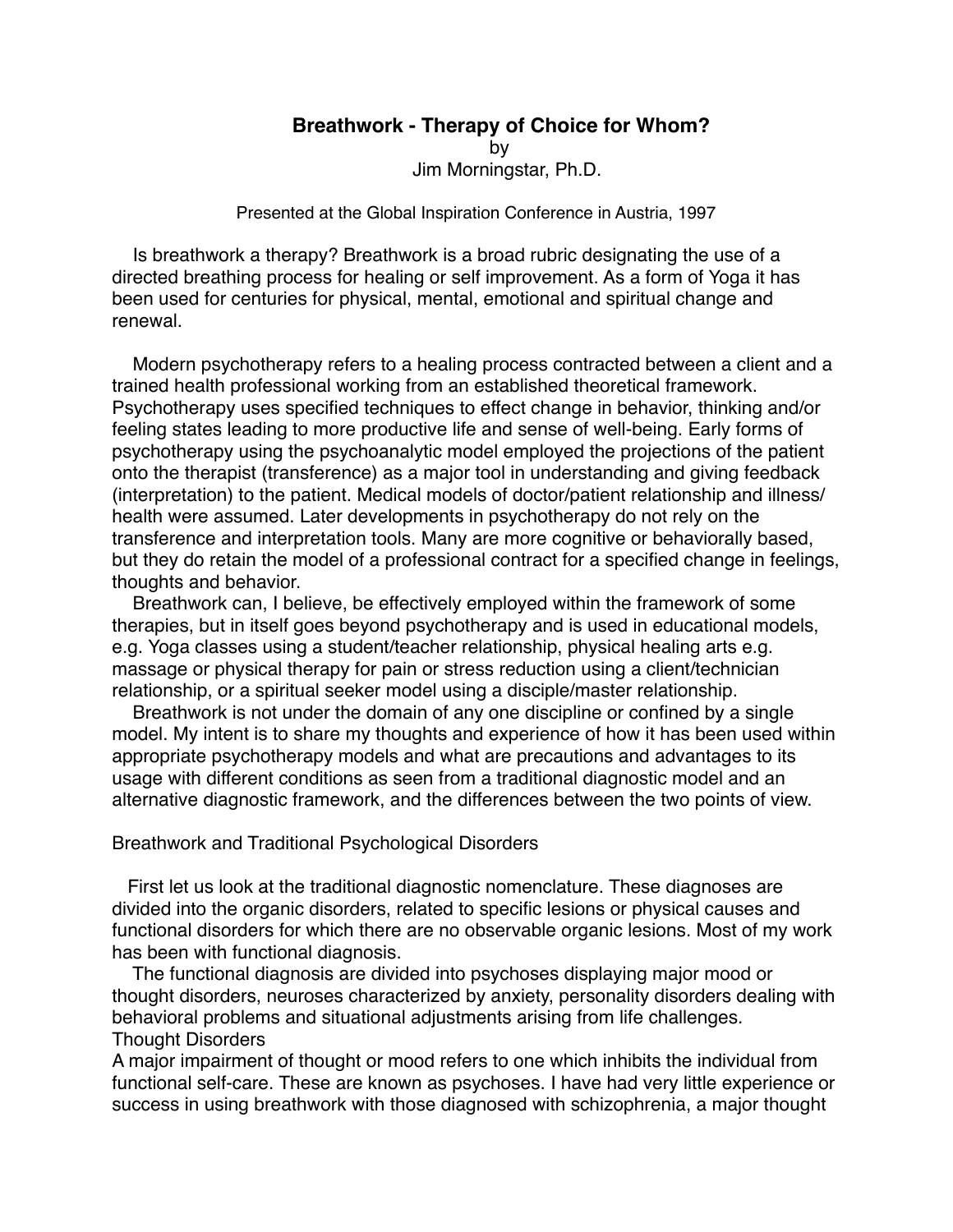# Breathwork - Therapy of Choice for Whom?

by

Jim Morningstar, Ph.D.

Presented at the Global Inspiration Conference in Austria, 1997

Is breathwork a therapy? Breathwork is a broad rubric designating the use of a directed breathing process for healing or self improvement. As a form of Yoga it has been used for centuries for physical, mental, emotional and spiritual change and renewal.

Modern psychotherapy refers to a healing process contracted between a client and a trained health professional working from an established theoretical framework. Psychotherapy uses specified techniques to effect change in behavior, thinking and/or feeling states leading to more productive life and sense of well-being. Early forms of psychotherapy using the psychoanalytic model employed the projections of the patient onto the therapist (transference) as a major tool in understanding and giving feedback (interpretation) to the patient. Medical models of doctor/patient relationship and illness/health were assumed. Later developments in psychotherapy do not rely on the transference and interpretation tools. Many are more cognitive or behaviorally based, but they do retain the model of a professional contract for a specified change in feelings, thoughts and behavior.

Breathwork can, I believe, be effectively employed within the framework of some therapies, but in itself goes beyond psychotherapy and is used in educational models, e.g. Yoga classes using a student/teacher relationship, physical healing arts e.g. massage or physical therapy for pain or stress reduction using a client/technician relationship, or a spiritual seeker model using a disciple/master relationship.

Breathwork is not under the domain of any one discipline or confined by a single model. My intent is to share my thoughts and experience of how it has been used within appropriate psychotherapy models and what are precautions and advantages to its usage with different conditions as seen from a traditional diagnostic model and an alternative diagnostic framework, and the differences between the two points of view.

## Breathwork and Traditional Psychological Disorders

First let us look at the traditional diagnostic nomenclature. These diagnoses are divided into the organic disorders, related to specific lesions or physical causes and functional disorders for which there are no observable organic lesions. Most of my work has been with functional diagnosis.

The functional diagnosis are divided into psychoses displaying major mood or thought disorders, neuroses characterized by anxiety, personality disorders dealing with behavioral problems and situational adjustments arising from life challenges.

### Thought Disorders

A major impairment of thought or mood refers to one which inhibits the individual from functional self-care. These are known as psychoses. I have had very little experience or success in using breathwork with those diagnosed with schizophrenia, a major thought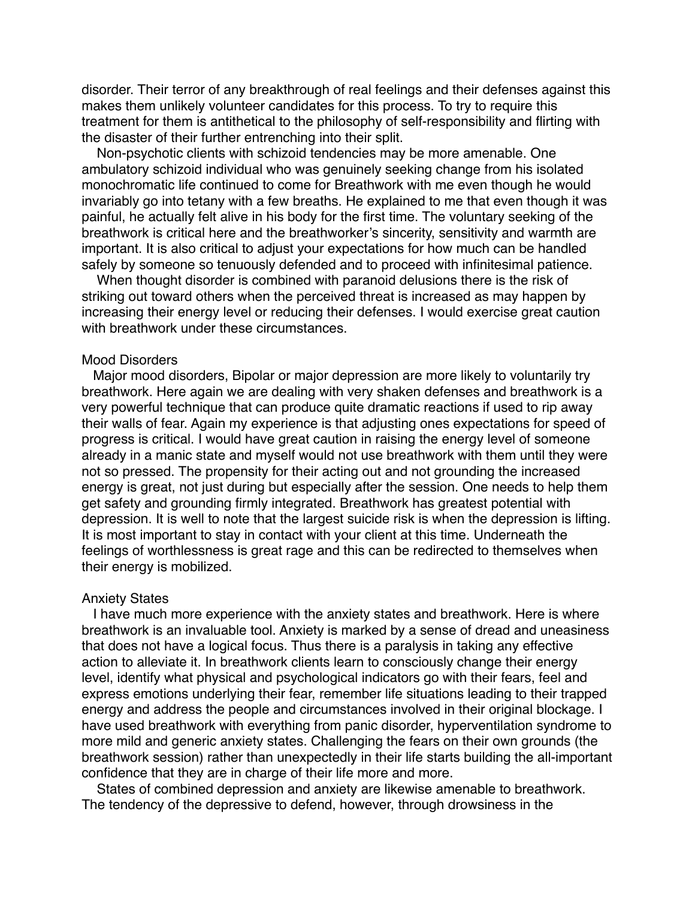disorder. Their terror of any breakthrough of real feelings and their defenses against this makes them unlikely volunteer candidates for this process. To try to require this treatment for them is antithetical to the philosophy of self-responsibility and flirting with the disaster of their further entrenching into their split.

Non-psychotic clients with schizoid tendencies may be more amenable. One ambulatory schizoid individual who was genuinely seeking change from his isolated monochromatic life continued to come for Breathwork with me even though he would invariably go into tetany with a few breaths. He explained to me that even though it was painful, he actually felt alive in his body for the first time. The voluntary seeking of the breathwork is critical here and the breathworker's sincerity, sensitivity and warmth are important. It is also critical to adjust your expectations for how much can be handled safely by someone so tenuously defended and to proceed with infinitesimal patience.

When thought disorder is combined with paranoid delusions there is the risk of striking out toward others when the perceived threat is increased as may happen by increasing their energy level or reducing their defenses. I would exercise great caution with breathwork under these circumstances.

### Mood Disorders

Major mood disorders, Bipolar or major depression are more likely to voluntarily try breathwork. Here again we are dealing with very shaken defenses and breathwork is a very powerful technique that can produce quite dramatic reactions if used to rip away their walls of fear. Again my experience is that adjusting ones expectations for speed of progress is critical. I would have great caution in raising the energy level of someone already in a manic state and myself would not use breathwork with them until they were not so pressed. The propensity for their acting out and not grounding the increased energy is great, not just during but especially after the session. One needs to help them get safety and grounding firmly integrated. Breathwork has greatest potential with depression. It is well to note that the largest suicide risk is when the depression is lifting. It is most important to stay in contact with your client at this time. Underneath the feelings of worthlessness is great rage and this can be redirected to themselves when their energy is mobilized.

### Anxiety States

I have much more experience with the anxiety states and breathwork. Here is where breathwork is an invaluable tool. Anxiety is marked by a sense of dread and uneasiness that does not have a logical focus. Thus there is a paralysis in taking any effective action to alleviate it. In breathwork clients learn to consciously change their energy level, identify what physical and psychological indicators go with their fears, feel and express emotions underlying their fear, remember life situations leading to their trapped energy and address the people and circumstances involved in their original blockage. I have used breathwork with everything from panic disorder, hyperventilation syndrome to more mild and generic anxiety states. Challenging the fears on their own grounds (the breathwork session) rather than unexpectedly in their life starts building the all-important confidence that they are in charge of their life more and more.

States of combined depression and anxiety are likewise amenable to breathwork. The tendency of the depressive to defend, however, through drowsiness in the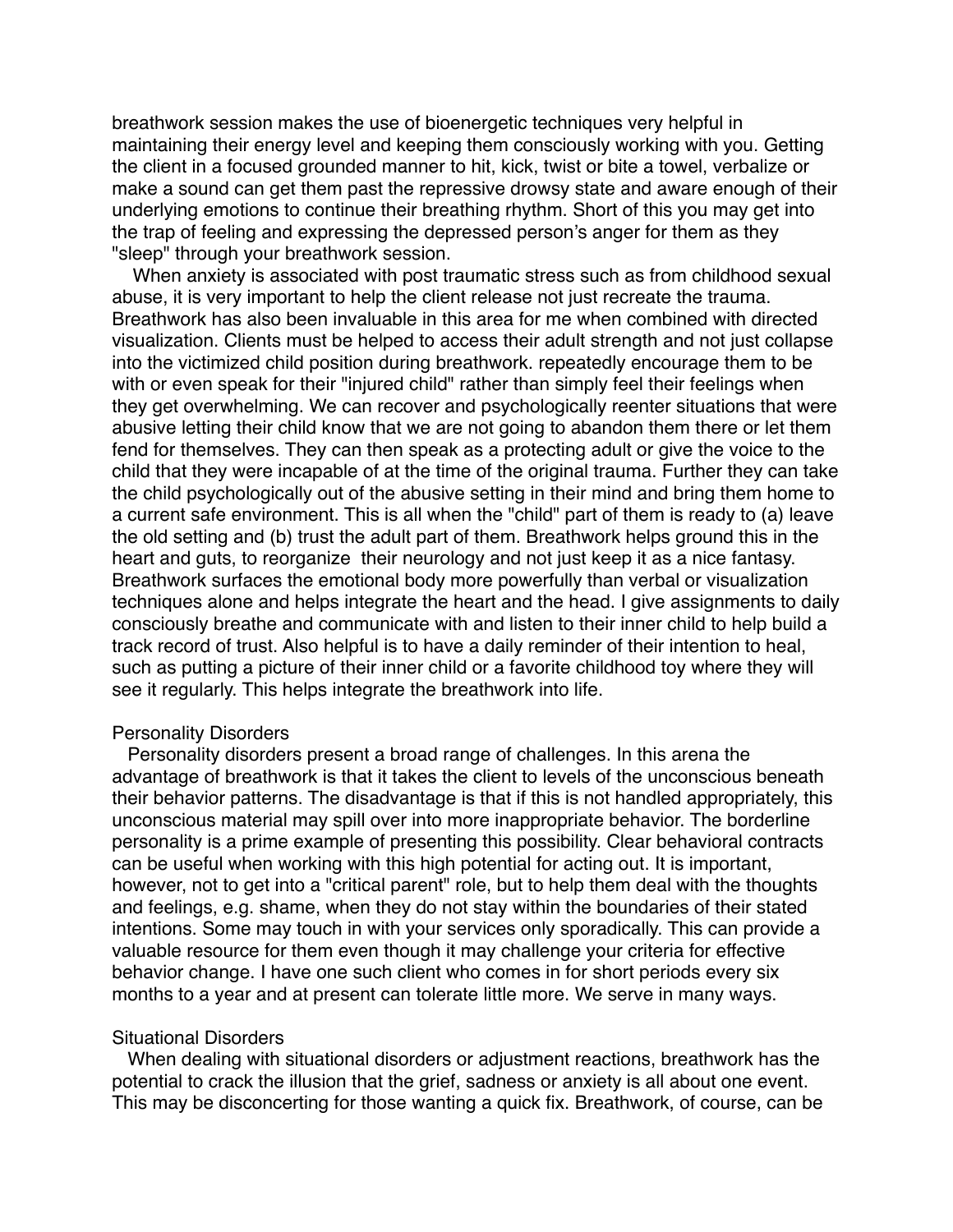breathwork session makes the use of bioenergetic techniques very helpful in maintaining their energy level and keeping them consciously working with you. Getting the client in a focused grounded manner to hit, kick, twist or bite a towel, verbalize or make a sound can get them past the repressive drowsy state and aware enough of their underlying emotions to continue their breathing rhythm. Short of this you may get into the trap of feeling and expressing the depressed person's anger for them as they "sleep" through your breathwork session.

When anxiety is associated with post traumatic stress such as from childhood sexual abuse, it is very important to help the client release not just recreate the trauma. Breathwork has also been invaluable in this area for me when combined with directed visualization. Clients must be helped to access their adult strength and not just collapse into the victimized child position during breathwork. repeatedly encourage them to be with or even speak for their "injured child" rather than simply feel their feelings when they get overwhelming. We can recover and psychologically reenter situations that were abusive letting their child know that we are not going to abandon them there or let them fend for themselves. They can then speak as a protecting adult or give the voice to the child that they were incapable of at the time of the original trauma. Further they can take the child psychologically out of the abusive setting in their mind and bring them home to a current safe environment. This is all when the "child" part of them is ready to (a) leave the old setting and (b) trust the adult part of them. Breathwork helps ground this in the heart and guts, to reorganize their neurology and not just keep it as a nice fantasy. Breathwork surfaces the emotional body more powerfully than verbal or visualization techniques alone and helps integrate the heart and the head. I give assignments to daily consciously breathe and communicate with and listen to their inner child to help build a track record of trust. Also helpful is to have a daily reminder of their intention to heal, such as putting a picture of their inner child or a favorite childhood toy where they will see it regularly. This helps integrate the breathwork into life.

## Personality Disorders

Personality disorders present a broad range of challenges. In this arena the advantage of breathwork is that it takes the client to levels of the unconscious beneath their behavior patterns. The disadvantage is that if this is not handled appropriately, this unconscious material may spill over into more inappropriate behavior. The borderline personality is a prime example of presenting this possibility. Clear behavioral contracts can be useful when working with this high potential for acting out. It is important, however, not to get into a "critical parent" role, but to help them deal with the thoughts and feelings, e.g. shame, when they do not stay within the boundaries of their stated intentions. Some may touch in with your services only sporadically. This can provide a valuable resource for them even though it may challenge your criteria for effective behavior change. I have one such client who comes in for short periods every six months to a year and at present can tolerate little more. We serve in many ways.

## Situational Disorders

When dealing with situational disorders or adjustment reactions, breathwork has the potential to crack the illusion that the grief, sadness or anxiety is all about one event. This may be disconcerting for those wanting a quick fix. Breathwork, of course, can be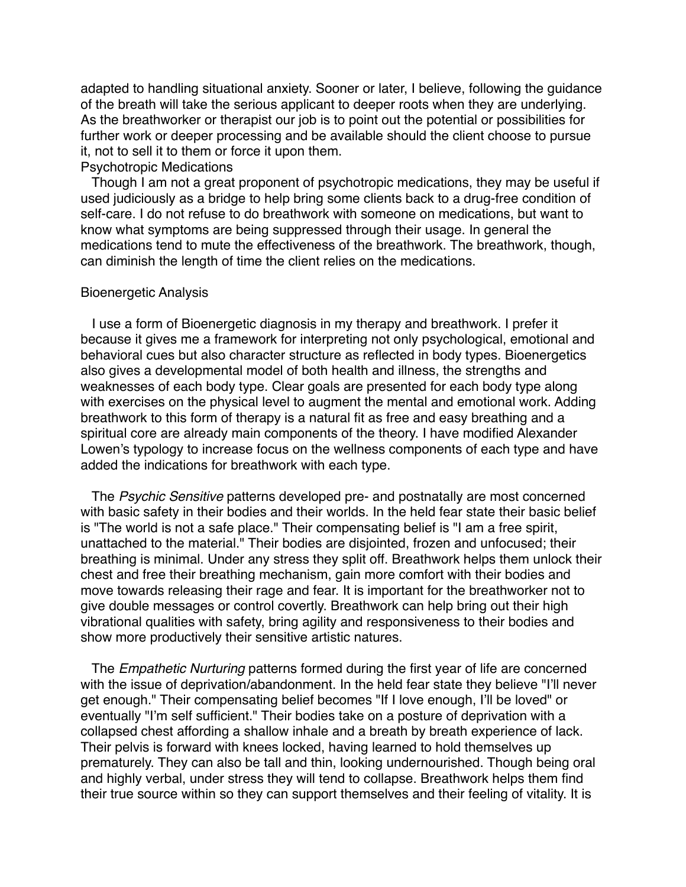adapted to handling situational anxiety. Sooner or later, I believe, following the guidance of the breath will take the serious applicant to deeper roots when they are underlying. As the breathworker or therapist our job is to point out the potential or possibilities for further work or deeper processing and be available should the client choose to pursue it, not to sell it to them or force it upon them.

## Psychotropic Medications

Though I am not a great proponent of psychotropic medications, they may be useful if used judiciously as a bridge to help bring some clients back to a drug-free condition of self-care. I do not refuse to do breathwork with someone on medications, but want to know what symptoms are being suppressed through their usage. In general the medications tend to mute the effectiveness of the breathwork. The breathwork, though, can diminish the length of time the client relies on the medications.

## Bioenergetic Analysis

I use a form of Bioenergetic diagnosis in my therapy and breathwork. I prefer it because it gives me a framework for interpreting not only psychological, emotional and behavioral cues but also character structure as reflected in body types. Bioenergetics also gives a developmental model of both health and illness, the strengths and weaknesses of each body type. Clear goals are presented for each body type along with exercises on the physical level to augment the mental and emotional work. Adding breathwork to this form of therapy is a natural fit as free and easy breathing and a spiritual core are already main components of the theory. I have modified Alexander Lowen's typology to increase focus on the wellness components of each type and have added the indications for breathwork with each type.

The *Psychic Sensitive* patterns developed pre- and postnatally are most concerned with basic safety in their bodies and their worlds. In the held fear state their basic belief is "The world is not a safe place." Their compensating belief is "I am a free spirit, unattached to the material." Their bodies are disjointed, frozen and unfocused; their breathing is minimal. Under any stress they split off. Breathwork helps them unlock their chest and free their breathing mechanism, gain more comfort with their bodies and move towards releasing their rage and fear. It is important for the breathworker not to give double messages or control covertly. Breathwork can help bring out their high vibrational qualities with safety, bring agility and responsiveness to their bodies and show more productively their sensitive artistic natures.

The *Empathetic Nurturing* patterns formed during the first year of life are concerned with the issue of deprivation/abandonment. In the held fear state they believe "I'll never get enough." Their compensating belief becomes "If I love enough, I'll be loved" or eventually "I'm self sufficient." Their bodies take on a posture of deprivation with a collapsed chest affording a shallow inhale and a breath by breath experience of lack. Their pelvis is forward with knees locked, having learned to hold themselves up prematurely. They can also be tall and thin, looking undernourished. Though being oral and highly verbal, under stress they will tend to collapse. Breathwork helps them find their true source within so they can support themselves and their feeling of vitality. It is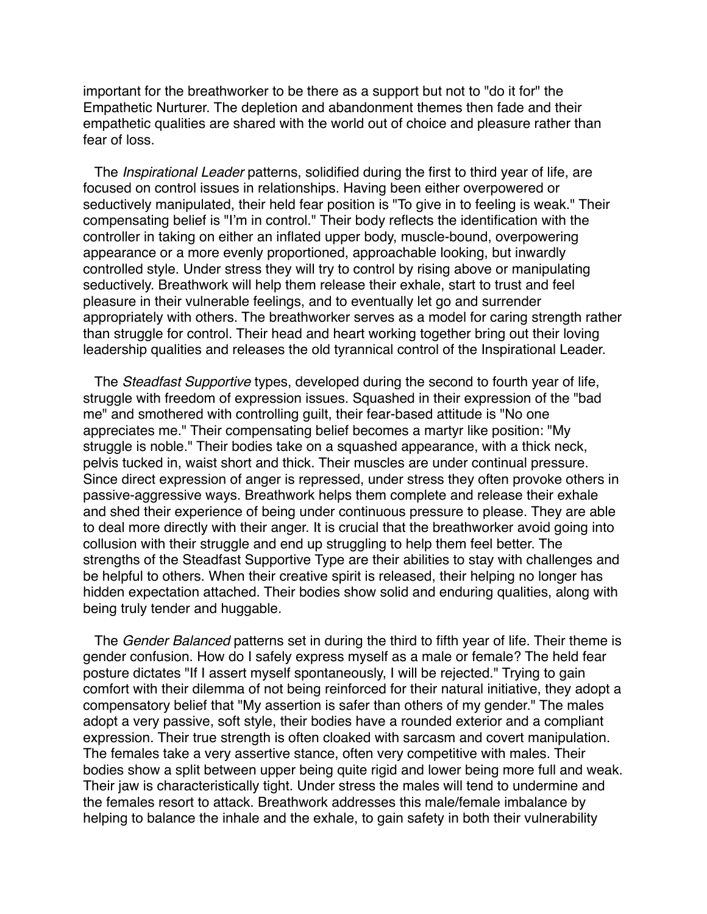important for the breathworker to be there as a support but not to "do it for" the Empathetic Nurturer. The depletion and abandonment themes then fade and their empathetic qualities are shared with the world out of choice and pleasure rather than fear of loss.

The *Inspirational Leader* patterns, solidified during the first to third year of life, are focused on control issues in relationships. Having been either overpowered or seductively manipulated, their held fear position is "To give in to feeling is weak." Their compensating belief is "I'm in control." Their body reflects the identification with the controller in taking on either an inflated upper body, muscle-bound, overpowering appearance or a more evenly proportioned, approachable looking, but inwardly controlled style. Under stress they will try to control by rising above or manipulating seductively. Breathwork will help them release their exhale, start to trust and feel pleasure in their vulnerable feelings, and to eventually let go and surrender appropriately with others. The breathworker serves as a model for caring strength rather than struggle for control. Their head and heart working together bring out their loving leadership qualities and releases the old tyrannical control of the Inspirational Leader.

The *Steadfast Supportive* types, developed during the second to fourth year of life, struggle with freedom of expression issues. Squashed in their expression of the "bad me" and smothered with controlling guilt, their fear-based attitude is "No one appreciates me." Their compensating belief becomes a martyr like position: "My struggle is noble." Their bodies take on a squashed appearance, with a thick neck, pelvis tucked in, waist short and thick. Their muscles are under continual pressure. Since direct expression of anger is repressed, under stress they often provoke others in passive-aggressive ways. Breathwork helps them complete and release their exhale and shed their experience of being under continuous pressure to please. They are able to deal more directly with their anger. It is crucial that the breathworker avoid going into collusion with their struggle and end up struggling to help them feel better. The strengths of the Steadfast Supportive Type are their abilities to stay with challenges and be helpful to others. When their creative spirit is released, their helping no longer has hidden expectation attached. Their bodies show solid and enduring qualities, along with being truly tender and huggable.

The *Gender Balanced* patterns set in during the third to fifth year of life. Their theme is gender confusion. How do I safely express myself as a male or female? The held fear posture dictates "If I assert myself spontaneously, I will be rejected." Trying to gain comfort with their dilemma of not being reinforced for their natural initiative, they adopt a compensatory belief that "My assertion is safer than others of my gender." The males adopt a very passive, soft style, their bodies have a rounded exterior and a compliant expression. Their true strength is often cloaked with sarcasm and covert manipulation. The females take a very assertive stance, often very competitive with males. Their bodies show a split between upper being quite rigid and lower being more full and weak. Their jaw is characteristically tight. Under stress the males will tend to undermine and the females resort to attack. Breathwork addresses this male/female imbalance by helping to balance the inhale and the exhale, to gain safety in both their vulnerability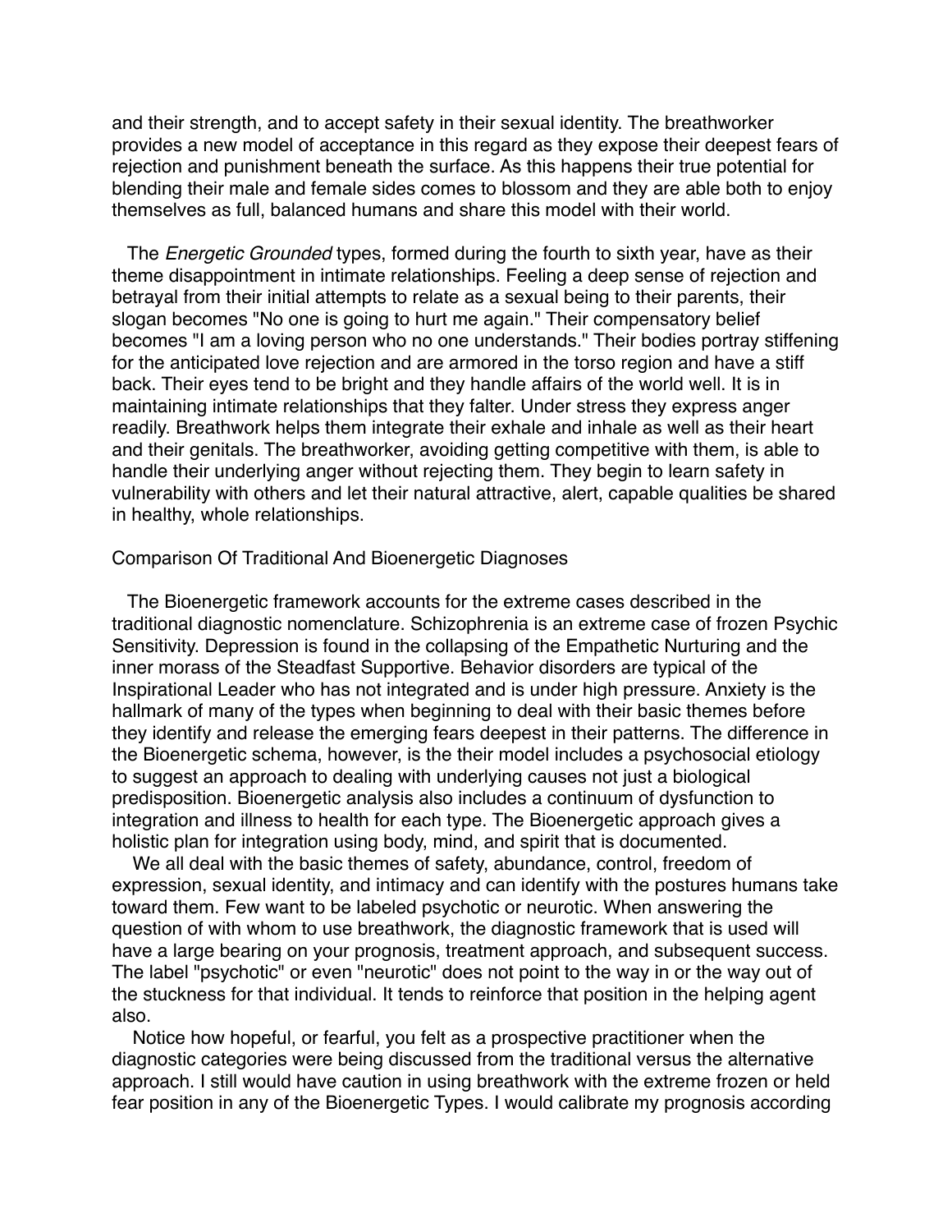and their strength, and to accept safety in their sexual identity. The breathworker provides a new model of acceptance in this regard as they expose their deepest fears of rejection and punishment beneath the surface. As this happens their true potential for blending their male and female sides comes to blossom and they are able both to enjoy themselves as full, balanced humans and share this model with their world.

The *Energetic Grounded* types, formed during the fourth to sixth year, have as their theme disappointment in intimate relationships. Feeling a deep sense of rejection and betrayal from their initial attempts to relate as a sexual being to their parents, their slogan becomes "No one is going to hurt me again." Their compensatory belief becomes "I am a loving person who no one understands." Their bodies portray stiffening for the anticipated love rejection and are armored in the torso region and have a stiff back. Their eyes tend to be bright and they handle affairs of the world well. It is in maintaining intimate relationships that they falter. Under stress they express anger readily. Breathwork helps them integrate their exhale and inhale as well as their heart and their genitals. The breathworker, avoiding getting competitive with them, is able to handle their underlying anger without rejecting them. They begin to learn safety in vulnerability with others and let their natural attractive, alert, capable qualities be shared in healthy, whole relationships.

## Comparison Of Traditional And Bioenergetic Diagnoses

The Bioenergetic framework accounts for the extreme cases described in the traditional diagnostic nomenclature. Schizophrenia is an extreme case of frozen Psychic Sensitivity. Depression is found in the collapsing of the Empathetic Nurturing and the inner morass of the Steadfast Supportive. Behavior disorders are typical of the Inspirational Leader who has not integrated and is under high pressure. Anxiety is the hallmark of many of the types when beginning to deal with their basic themes before they identify and release the emerging fears deepest in their patterns. The difference in the Bioenergetic schema, however, is the their model includes a psychosocial etiology to suggest an approach to dealing with underlying causes not just a biological predisposition. Bioenergetic analysis also includes a continuum of dysfunction to integration and illness to health for each type. The Bioenergetic approach gives a holistic plan for integration using body, mind, and spirit that is documented.

We all deal with the basic themes of safety, abundance, control, freedom of expression, sexual identity, and intimacy and can identify with the postures humans take toward them. Few want to be labeled psychotic or neurotic. When answering the question of with whom to use breathwork, the diagnostic framework that is used will have a large bearing on your prognosis, treatment approach, and subsequent success. The label "psychotic" or even "neurotic" does not point to the way in or the way out of the stuckness for that individual. It tends to reinforce that position in the helping agent also.

Notice how hopeful, or fearful, you felt as a prospective practitioner when the diagnostic categories were being discussed from the traditional versus the alternative approach. I still would have caution in using breathwork with the extreme frozen or held fear position in any of the Bioenergetic Types. I would calibrate my prognosis according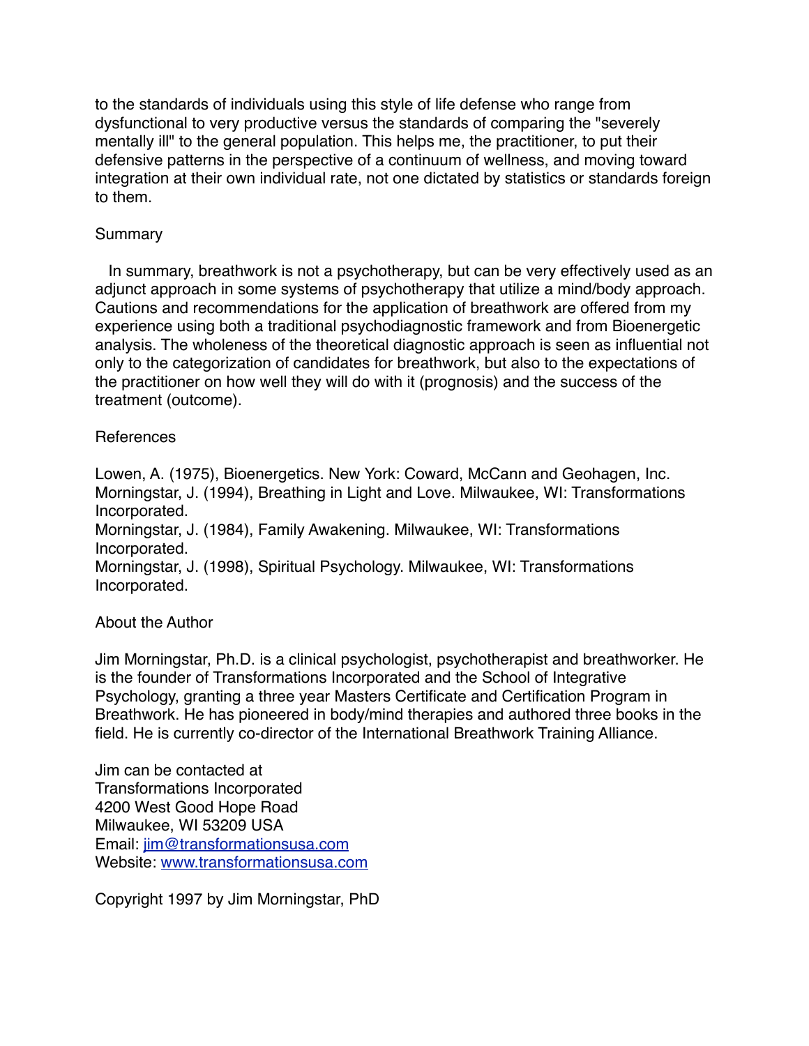to the standards of individuals using this style of life defense who range from dysfunctional to very productive versus the standards of comparing the "severely mentally ill" to the general population. This helps me, the practitioner, to put their defensive patterns in the perspective of a continuum of wellness, and moving toward integration at their own individual rate, not one dictated by statistics or standards foreign to them.

## Summary

In summary, breathwork is not a psychotherapy, but can be very effectively used as an adjunct approach in some systems of psychotherapy that utilize a mind/body approach. Cautions and recommendations for the application of breathwork are offered from my experience using both a traditional psychodiagnostic framework and from Bioenergetic analysis. The wholeness of the theoretical diagnostic approach is seen as influential not only to the categorization of candidates for breathwork, but also to the expectations of the practitioner on how well they will do with it (prognosis) and the success of the treatment (outcome).

## References

Lowen, A. (1975), Bioenergetics. New York: Coward, McCann and Geohagen, Inc.
Morningstar, J. (1994), Breathing in Light and Love. Milwaukee, WI: Transformations Incorporated.
Morningstar, J. (1984), Family Awakening. Milwaukee, WI: Transformations Incorporated.
Morningstar, J. (1998), Spiritual Psychology. Milwaukee, WI: Transformations Incorporated.

## About the Author

Jim Morningstar, Ph.D. is a clinical psychologist, psychotherapist and breathworker. He is the founder of Transformations Incorporated and the School of Integrative Psychology, granting a three year Masters Certificate and Certification Program in Breathwork. He has pioneered in body/mind therapies and authored three books in the field. He is currently co-director of the International Breathwork Training Alliance.

Jim can be contacted at
Transformations Incorporated
4200 West Good Hope Road
Milwaukee, WI 53209 USA
Email: jim@transformationsusa.com
Website: www.transformationsusa.com

Copyright 1997 by Jim Morningstar, PhD